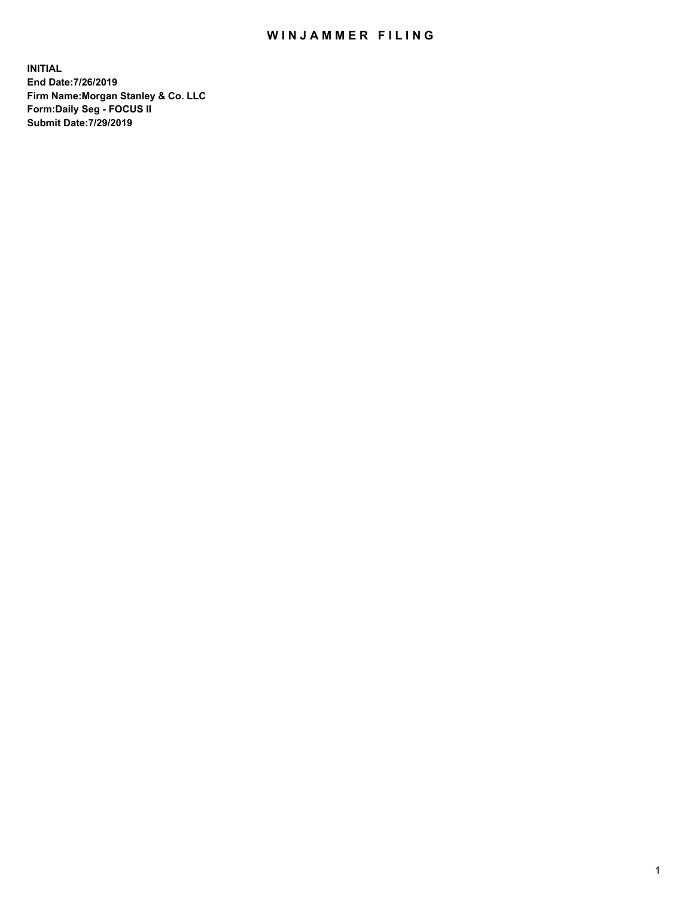# WINJAMMER FILING

**INITIAL**
**End Date:7/26/2019**
**Firm Name:Morgan Stanley & Co. LLC**
**Form:Daily Seg - FOCUS II**
**Submit Date:7/29/2019**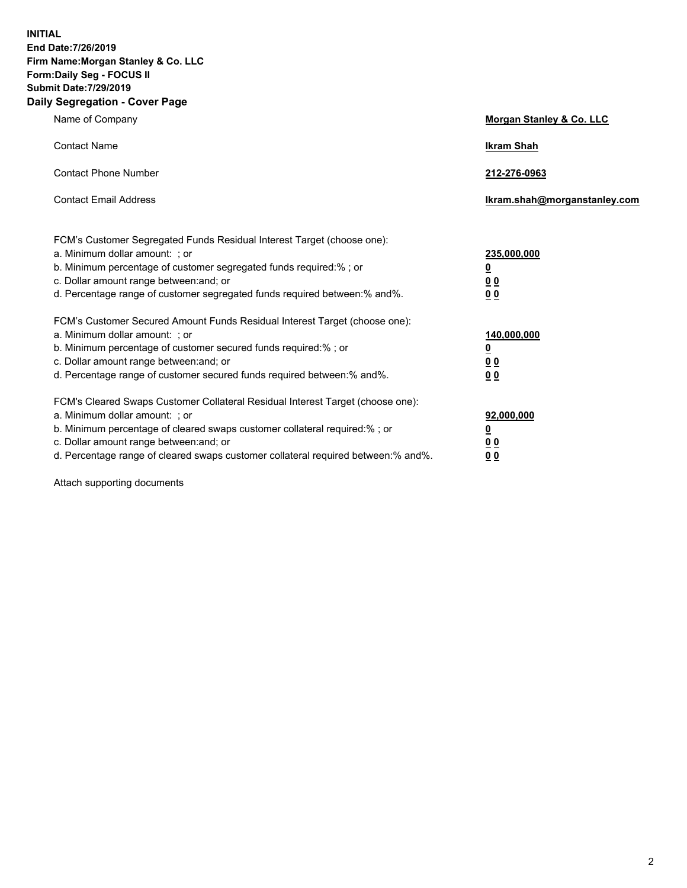**INITIAL**
**End Date:7/26/2019**
**Firm Name:Morgan Stanley & Co. LLC**
**Form:Daily Seg - FOCUS II**
**Submit Date:7/29/2019**
**Daily Segregation - Cover Page**

| | |
|---|---|
| Name of Company | **Morgan Stanley & Co. LLC** |
| Contact Name | **Ikram Shah** |
| Contact Phone Number | **212-276-0963** |
| Contact Email Address | **Ikram.shah@morganstanley.com** |

| | |
|---|---|
| FCM's Customer Segregated Funds Residual Interest Target (choose one): | |
| a. Minimum dollar amount: ; or | **235,000,000** |
| b. Minimum percentage of customer segregated funds required:% ; or | **0** |
| c. Dollar amount range between:and; or | **0 0** |
| d. Percentage range of customer segregated funds required between:% and%. | **0 0** |
| FCM's Customer Secured Amount Funds Residual Interest Target (choose one): | |
| a. Minimum dollar amount: ; or | **140,000,000** |
| b. Minimum percentage of customer secured funds required:% ; or | **0** |
| c. Dollar amount range between:and; or | **0 0** |
| d. Percentage range of customer secured funds required between:% and%. | **0 0** |
| FCM's Cleared Swaps Customer Collateral Residual Interest Target (choose one): | |
| a. Minimum dollar amount: ; or | **92,000,000** |
| b. Minimum percentage of cleared swaps customer collateral required:% ; or | **0** |
| c. Dollar amount range between:and; or | **0 0** |
| d. Percentage range of cleared swaps customer collateral required between:% and%. | **0 0** |

Attach supporting documents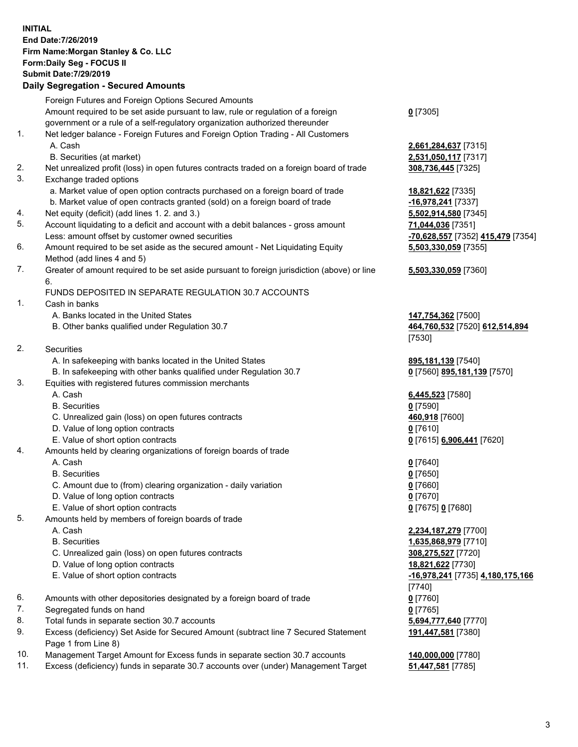**INITIAL**
**End Date:7/26/2019**
**Firm Name:Morgan Stanley & Co. LLC**
**Form:Daily Seg - FOCUS II**
**Submit Date:7/29/2019**

**Daily Segregation - Secured Amounts**

| | | |
|---|---|---|
| | Foreign Futures and Foreign Options Secured Amounts | |
| | Amount required to be set aside pursuant to law, rule or regulation of a foreign government or a rule of a self-regulatory organization authorized thereunder | **0** [7305] |
| 1. | Net ledger balance - Foreign Futures and Foreign Option Trading - All Customers | |
| | A. Cash | **2,661,284,637** [7315] |
| | B. Securities (at market) | **2,531,050,117** [7317] |
| 2. | Net unrealized profit (loss) in open futures contracts traded on a foreign board of trade | **308,736,445** [7325] |
| 3. | Exchange traded options | |
| | a. Market value of open option contracts purchased on a foreign board of trade | **18,821,622** [7335] |
| | b. Market value of open contracts granted (sold) on a foreign board of trade | **-16,978,241** [7337] |
| 4. | Net equity (deficit) (add lines 1. 2. and 3.) | **5,502,914,580** [7345] |
| 5. | Account liquidating to a deficit and account with a debit balances - gross amount | **71,044,036** [7351] |
| | Less: amount offset by customer owned securities | **-70,628,557** [7352] **415,479** [7354] |
| 6. | Amount required to be set aside as the secured amount - Net Liquidating Equity Method (add lines 4 and 5) | **5,503,330,059** [7355] |
| 7. | Greater of amount required to be set aside pursuant to foreign jurisdiction (above) or line 6. | **5,503,330,059** [7360] |
| | FUNDS DEPOSITED IN SEPARATE REGULATION 30.7 ACCOUNTS | |
| 1. | Cash in banks | |
| | A. Banks located in the United States | **147,754,362** [7500] |
| | B. Other banks qualified under Regulation 30.7 | **464,760,532** [7520] **612,514,894** [7530] |
| 2. | Securities | |
| | A. In safekeeping with banks located in the United States | **895,181,139** [7540] |
| | B. In safekeeping with other banks qualified under Regulation 30.7 | **0** [7560] **895,181,139** [7570] |
| 3. | Equities with registered futures commission merchants | |
| | A. Cash | **6,445,523** [7580] |
| | B. Securities | **0** [7590] |
| | C. Unrealized gain (loss) on open futures contracts | **460,918** [7600] |
| | D. Value of long option contracts | **0** [7610] |
| | E. Value of short option contracts | **0** [7615] **6,906,441** [7620] |
| 4. | Amounts held by clearing organizations of foreign boards of trade | |
| | A. Cash | **0** [7640] |
| | B. Securities | **0** [7650] |
| | C. Amount due to (from) clearing organization - daily variation | **0** [7660] |
| | D. Value of long option contracts | **0** [7670] |
| | E. Value of short option contracts | **0** [7675] **0** [7680] |
| 5. | Amounts held by members of foreign boards of trade | |
| | A. Cash | **2,234,187,279** [7700] |
| | B. Securities | **1,635,868,979** [7710] |
| | C. Unrealized gain (loss) on open futures contracts | **308,275,527** [7720] |
| | D. Value of long option contracts | **18,821,622** [7730] |
| | E. Value of short option contracts | **-16,978,241** [7735] **4,180,175,166** [7740] |
| 6. | Amounts with other depositories designated by a foreign board of trade | **0** [7760] |
| 7. | Segregated funds on hand | **0** [7765] |
| 8. | Total funds in separate section 30.7 accounts | **5,694,777,640** [7770] |
| 9. | Excess (deficiency) Set Aside for Secured Amount (subtract line 7 Secured Statement Page 1 from Line 8) | **191,447,581** [7380] |
| 10. | Management Target Amount for Excess funds in separate section 30.7 accounts | **140,000,000** [7780] |
| 11. | Excess (deficiency) funds in separate 30.7 accounts over (under) Management Target | **51,447,581** [7785] |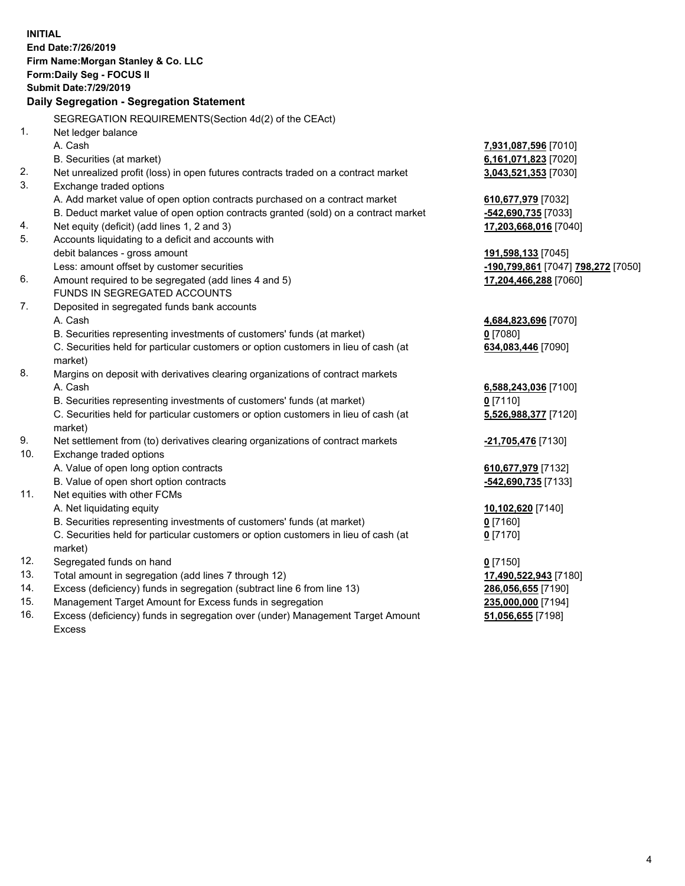**INITIAL**
**End Date:7/26/2019**
**Firm Name:Morgan Stanley & Co. LLC**
**Form:Daily Seg - FOCUS II**
**Submit Date:7/29/2019**
**Daily Segregation - Segregation Statement**

SEGREGATION REQUIREMENTS(Section 4d(2) of the CEAct)

| | | |
|---|---|---|
| 1. | Net ledger balance | |
| | A. Cash | **7,931,087,596** [7010] |
| | B. Securities (at market) | **6,161,071,823** [7020] |
| 2. | Net unrealized profit (loss) in open futures contracts traded on a contract market | **3,043,521,353** [7030] |
| 3. | Exchange traded options | |
| | A. Add market value of open option contracts purchased on a contract market | **610,677,979** [7032] |
| | B. Deduct market value of open option contracts granted (sold) on a contract market | **-542,690,735** [7033] |
| 4. | Net equity (deficit) (add lines 1, 2 and 3) | **17,203,668,016** [7040] |
| 5. | Accounts liquidating to a deficit and accounts with debit balances - gross amount | **191,598,133** [7045] |
| | Less: amount offset by customer securities | **-190,799,861** [7047] **798,272** [7050] |
| 6. | Amount required to be segregated (add lines 4 and 5) | **17,204,466,288** [7060] |
| | FUNDS IN SEGREGATED ACCOUNTS | |
| 7. | Deposited in segregated funds bank accounts | |
| | A. Cash | **4,684,823,696** [7070] |
| | B. Securities representing investments of customers' funds (at market) | **0** [7080] |
| | C. Securities held for particular customers or option customers in lieu of cash (at market) | **634,083,446** [7090] |
| 8. | Margins on deposit with derivatives clearing organizations of contract markets | |
| | A. Cash | **6,588,243,036** [7100] |
| | B. Securities representing investments of customers' funds (at market) | **0** [7110] |
| | C. Securities held for particular customers or option customers in lieu of cash (at market) | **5,526,988,377** [7120] |
| 9. | Net settlement from (to) derivatives clearing organizations of contract markets | **-21,705,476** [7130] |
| 10. | Exchange traded options | |
| | A. Value of open long option contracts | **610,677,979** [7132] |
| | B. Value of open short option contracts | **-542,690,735** [7133] |
| 11. | Net equities with other FCMs | |
| | A. Net liquidating equity | **10,102,620** [7140] |
| | B. Securities representing investments of customers' funds (at market) | **0** [7160] |
| | C. Securities held for particular customers or option customers in lieu of cash (at market) | **0** [7170] |
| 12. | Segregated funds on hand | **0** [7150] |
| 13. | Total amount in segregation (add lines 7 through 12) | **17,490,522,943** [7180] |
| 14. | Excess (deficiency) funds in segregation (subtract line 6 from line 13) | **286,056,655** [7190] |
| 15. | Management Target Amount for Excess funds in segregation | **235,000,000** [7194] |
| 16. | Excess (deficiency) funds in segregation over (under) Management Target Amount Excess | **51,056,655** [7198] |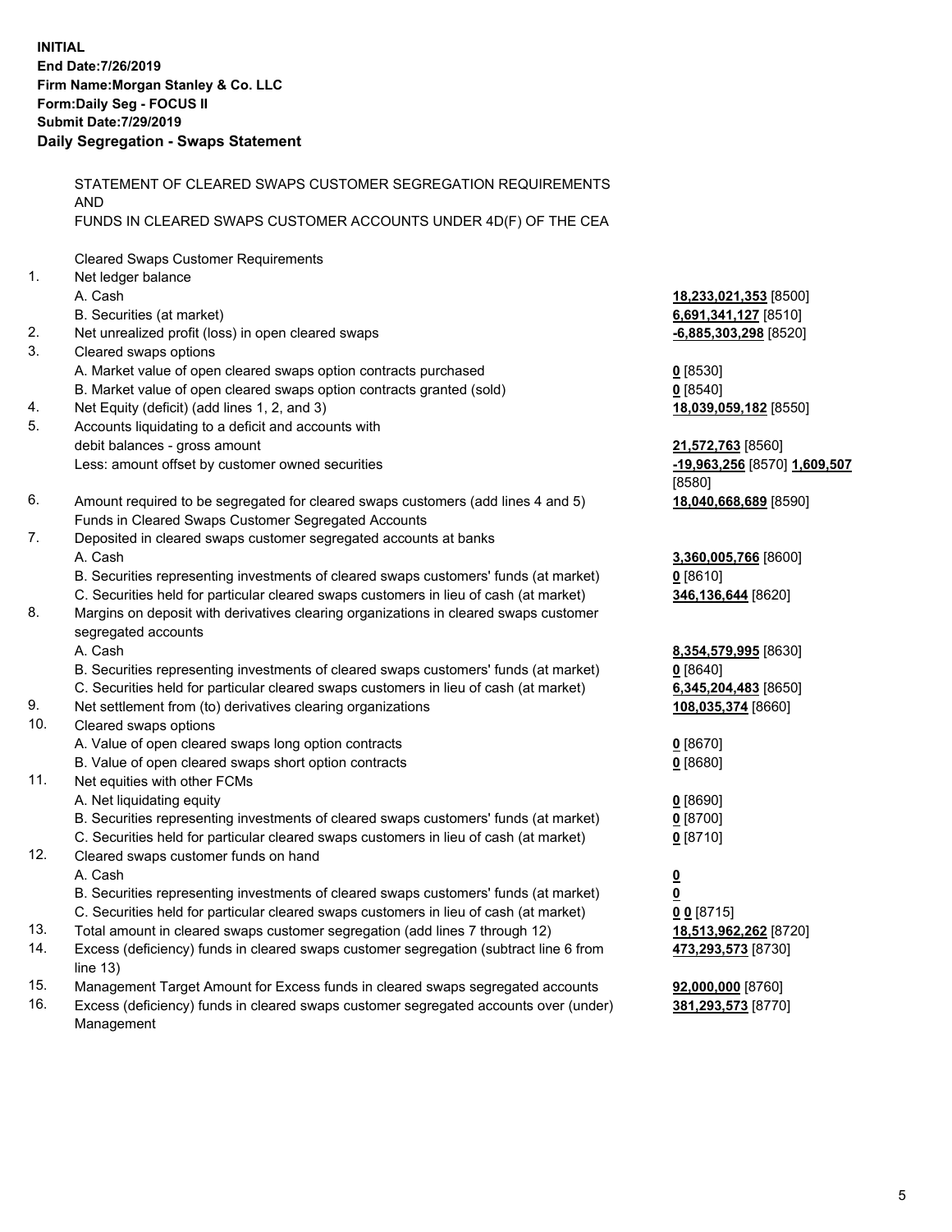**INITIAL**
**End Date:7/26/2019**
**Firm Name:Morgan Stanley & Co. LLC**
**Form:Daily Seg - FOCUS II**
**Submit Date:7/29/2019**
**Daily Segregation - Swaps Statement**

STATEMENT OF CLEARED SWAPS CUSTOMER SEGREGATION REQUIREMENTS AND FUNDS IN CLEARED SWAPS CUSTOMER ACCOUNTS UNDER 4D(F) OF THE CEA

| | | |
|---|---|---|
| | Cleared Swaps Customer Requirements | |
| 1. | Net ledger balance | |
| | A. Cash | **18,233,021,353** [8500] |
| | B. Securities (at market) | **6,691,341,127** [8510] |
| 2. | Net unrealized profit (loss) in open cleared swaps | **-6,885,303,298** [8520] |
| 3. | Cleared swaps options | |
| | A. Market value of open cleared swaps option contracts purchased | **0** [8530] |
| | B. Market value of open cleared swaps option contracts granted (sold) | **0** [8540] |
| 4. | Net Equity (deficit) (add lines 1, 2, and 3) | **18,039,059,182** [8550] |
| 5. | Accounts liquidating to a deficit and accounts with debit balances - gross amount | **21,572,763** [8560] |
| | Less: amount offset by customer owned securities | **-19,963,256** [8570] **1,609,507** [8580] |
| 6. | Amount required to be segregated for cleared swaps customers (add lines 4 and 5) | **18,040,668,689** [8590] |
| | Funds in Cleared Swaps Customer Segregated Accounts | |
| 7. | Deposited in cleared swaps customer segregated accounts at banks | |
| | A. Cash | **3,360,005,766** [8600] |
| | B. Securities representing investments of cleared swaps customers' funds (at market) | **0** [8610] |
| | C. Securities held for particular cleared swaps customers in lieu of cash (at market) | **346,136,644** [8620] |
| 8. | Margins on deposit with derivatives clearing organizations in cleared swaps customer segregated accounts | |
| | A. Cash | **8,354,579,995** [8630] |
| | B. Securities representing investments of cleared swaps customers' funds (at market) | **0** [8640] |
| | C. Securities held for particular cleared swaps customers in lieu of cash (at market) | **6,345,204,483** [8650] |
| 9. | Net settlement from (to) derivatives clearing organizations | **108,035,374** [8660] |
| 10. | Cleared swaps options | |
| | A. Value of open cleared swaps long option contracts | **0** [8670] |
| | B. Value of open cleared swaps short option contracts | **0** [8680] |
| 11. | Net equities with other FCMs | |
| | A. Net liquidating equity | **0** [8690] |
| | B. Securities representing investments of cleared swaps customers' funds (at market) | **0** [8700] |
| | C. Securities held for particular cleared swaps customers in lieu of cash (at market) | **0** [8710] |
| 12. | Cleared swaps customer funds on hand | |
| | A. Cash | **0** |
| | B. Securities representing investments of cleared swaps customers' funds (at market) | **0** |
| | C. Securities held for particular cleared swaps customers in lieu of cash (at market) | **0** **0** [8715] |
| 13. | Total amount in cleared swaps customer segregation (add lines 7 through 12) | **18,513,962,262** [8720] |
| 14. | Excess (deficiency) funds in cleared swaps customer segregation (subtract line 6 from line 13) | **473,293,573** [8730] |
| 15. | Management Target Amount for Excess funds in cleared swaps segregated accounts | **92,000,000** [8760] |
| 16. | Excess (deficiency) funds in cleared swaps customer segregated accounts over (under) Management | **381,293,573** [8770] |